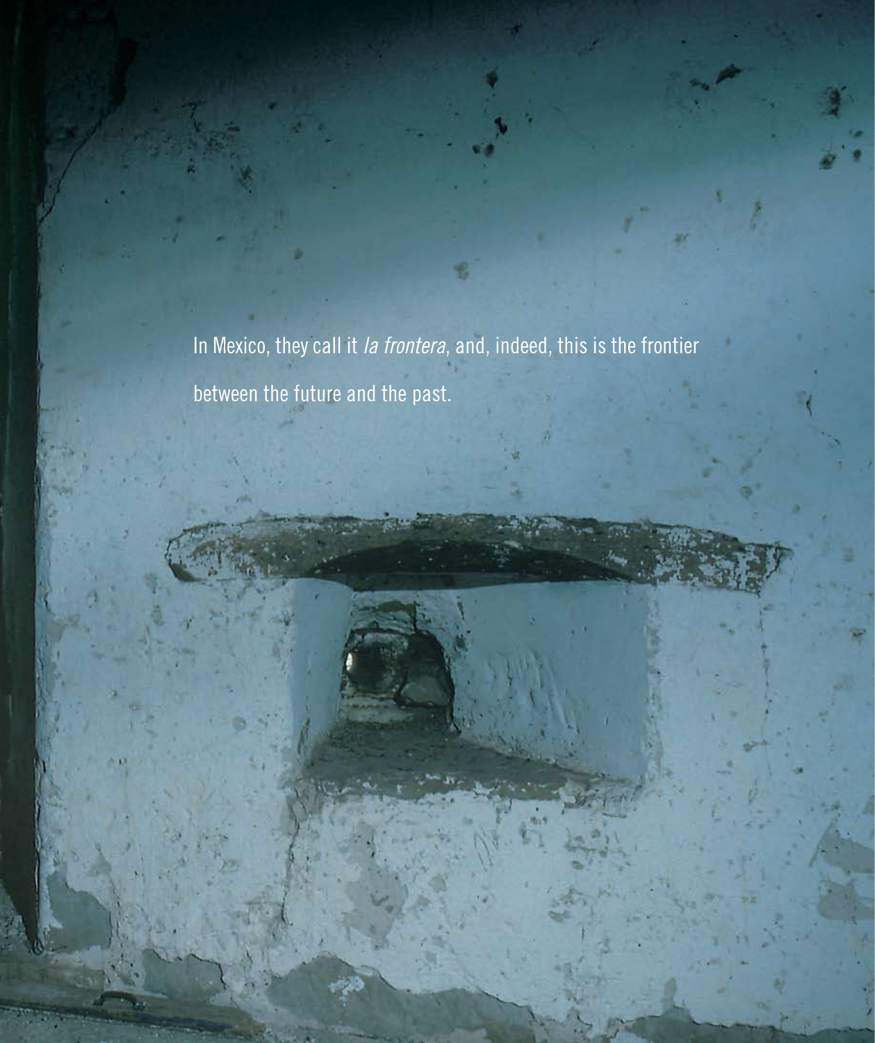In Mexico, they call it *la frontera*, and, indeed, this is the frontier between the future and the past.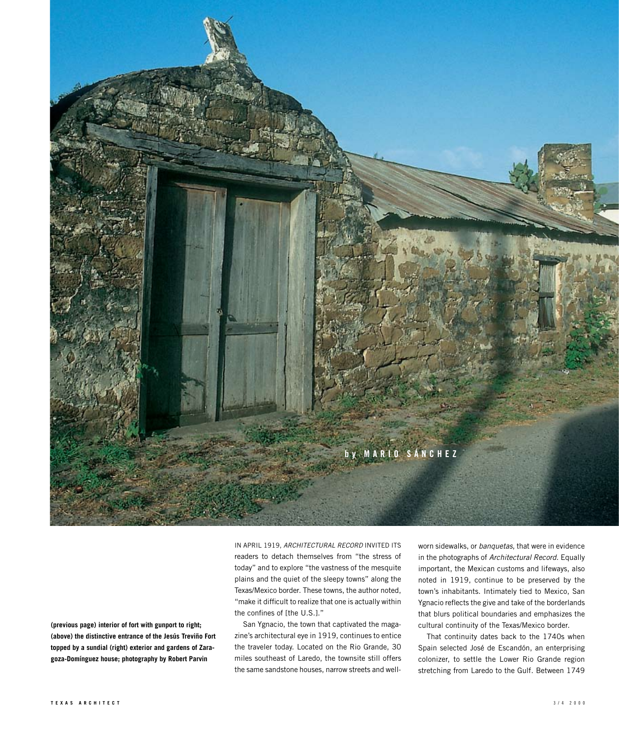by MARIO SÁNCHEZ

**(previous page) interior of fort with gunport to right; (above) the distinctive entrance of the Jesús Treviño Fort topped by a sundial (right) exterior and gardens of Zaragoza-Domínguez house; photography by Robert Parvin**

IN APRIL 1919, *ARCHITECTURAL RECORD* INVITED ITS readers to detach themselves from "the stress of today" and to explore "the vastness of the mesquite plains and the quiet of the sleepy towns" along the Texas/Mexico border. These towns, the author noted, "make it difficult to realize that one is actually within the confines of [the U.S.]."

San Ygnacio, the town that captivated the magazine's architectural eye in 1919, continues to entice the traveler today. Located on the Rio Grande, 30 miles southeast of Laredo, the townsite still offers the same sandstone houses, narrow streets and well-worn sidewalks, or *banquetas*, that were in evidence in the photographs of *Architectural Record*. Equally important, the Mexican customs and lifeways, also noted in 1919, continue to be preserved by the town's inhabitants. Intimately tied to Mexico, San Ygnacio reflects the give and take of the borderlands that blurs political boundaries and emphasizes the cultural continuity of the Texas/Mexico border.

That continuity dates back to the 1740s when Spain selected José de Escandón, an enterprising colonizer, to settle the Lower Rio Grande region stretching from Laredo to the Gulf. Between 1749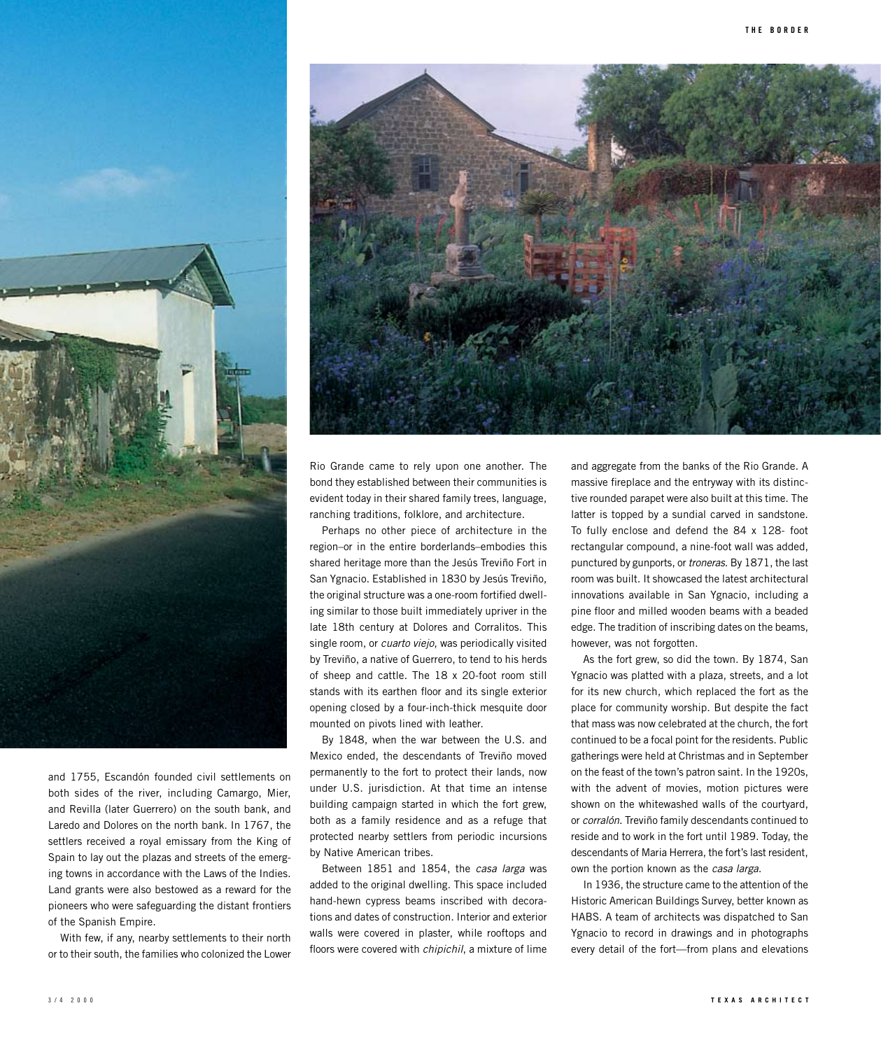and 1755, Escandón founded civil settlements on both sides of the river, including Camargo, Mier, and Revilla (later Guerrero) on the south bank, and Laredo and Dolores on the north bank. In 1767, the settlers received a royal emissary from the King of Spain to lay out the plazas and streets of the emerging towns in accordance with the Laws of the Indies. Land grants were also bestowed as a reward for the pioneers who were safeguarding the distant frontiers of the Spanish Empire.

With few, if any, nearby settlements to their north or to their south, the families who colonized the Lower Rio Grande came to rely upon one another. The bond they established between their communities is evident today in their shared family trees, language, ranching traditions, folklore, and architecture.

Perhaps no other piece of architecture in the region–or in the entire borderlands–embodies this shared heritage more than the Jesús Treviño Fort in San Ygnacio. Established in 1830 by Jesús Treviño, the original structure was a one-room fortified dwelling similar to those built immediately upriver in the late 18th century at Dolores and Corralitos. This single room, or *cuarto viejo*, was periodically visited by Treviño, a native of Guerrero, to tend to his herds of sheep and cattle. The 18 x 20-foot room still stands with its earthen floor and its single exterior opening closed by a four-inch-thick mesquite door mounted on pivots lined with leather.

By 1848, when the war between the U.S. and Mexico ended, the descendants of Treviño moved permanently to the fort to protect their lands, now under U.S. jurisdiction. At that time an intense building campaign started in which the fort grew, both as a family residence and as a refuge that protected nearby settlers from periodic incursions by Native American tribes.

Between 1851 and 1854, the *casa larga* was added to the original dwelling. This space included hand-hewn cypress beams inscribed with decorations and dates of construction. Interior and exterior walls were covered in plaster, while rooftops and floors were covered with *chipichil*, a mixture of lime and aggregate from the banks of the Rio Grande. A massive fireplace and the entryway with its distinctive rounded parapet were also built at this time. The latter is topped by a sundial carved in sandstone. To fully enclose and defend the 84 x 128- foot rectangular compound, a nine-foot wall was added, punctured by gunports, or *troneras*. By 1871, the last room was built. It showcased the latest architectural innovations available in San Ygnacio, including a pine floor and milled wooden beams with a beaded edge. The tradition of inscribing dates on the beams, however, was not forgotten.

As the fort grew, so did the town. By 1874, San Ygnacio was platted with a plaza, streets, and a lot for its new church, which replaced the fort as the place for community worship. But despite the fact that mass was now celebrated at the church, the fort continued to be a focal point for the residents. Public gatherings were held at Christmas and in September on the feast of the town's patron saint. In the 1920s, with the advent of movies, motion pictures were shown on the whitewashed walls of the courtyard, or *corralón*. Treviño family descendants continued to reside and to work in the fort until 1989. Today, the descendants of Maria Herrera, the fort's last resident, own the portion known as the *casa larga.*

In 1936, the structure came to the attention of the Historic American Buildings Survey, better known as HABS. A team of architects was dispatched to San Ygnacio to record in drawings and in photographs every detail of the fort—from plans and elevations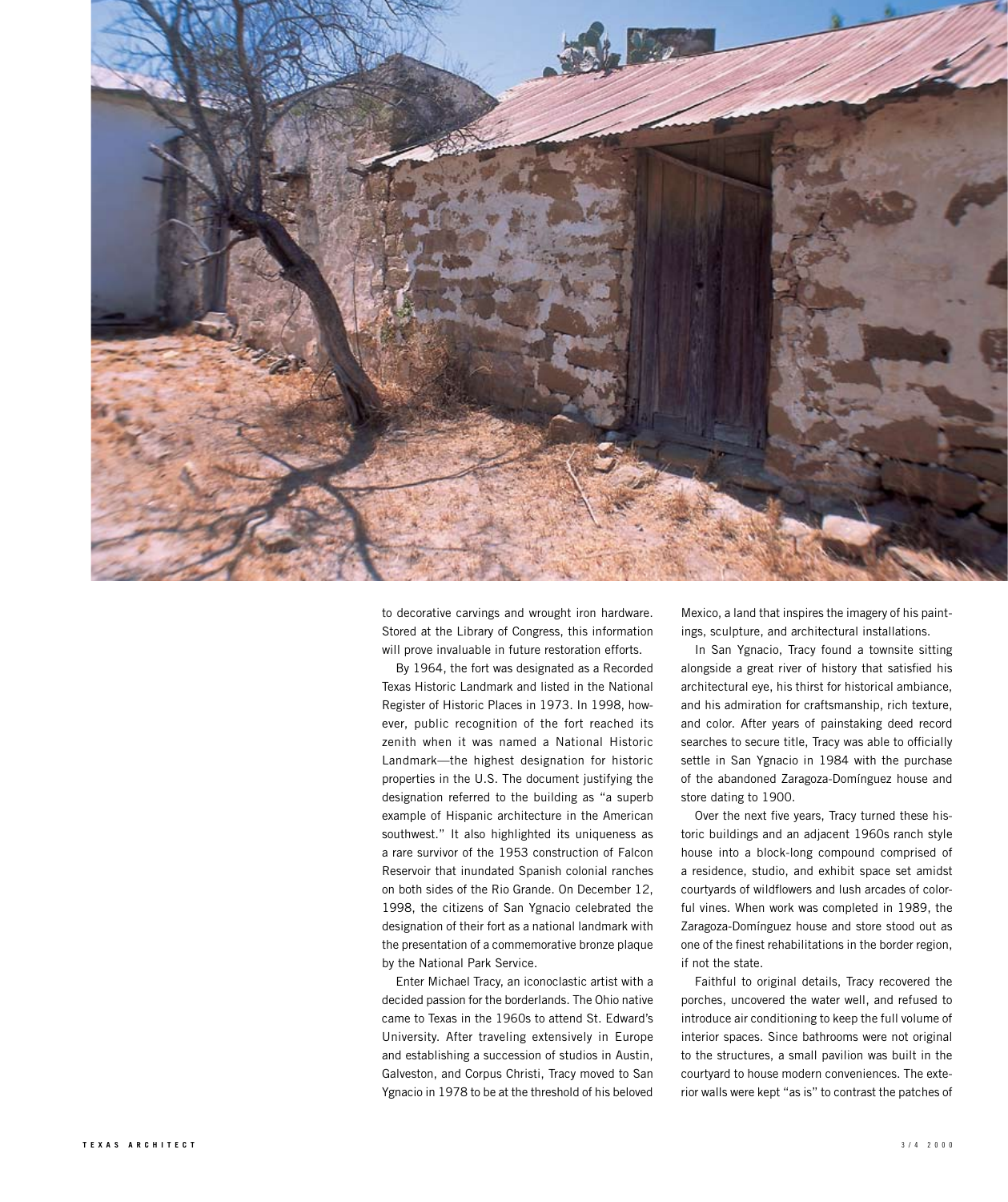to decorative carvings and wrought iron hardware. Stored at the Library of Congress, this information will prove invaluable in future restoration efforts.

By 1964, the fort was designated as a Recorded Texas Historic Landmark and listed in the National Register of Historic Places in 1973. In 1998, however, public recognition of the fort reached its zenith when it was named a National Historic Landmark—the highest designation for historic properties in the U.S. The document justifying the designation referred to the building as "a superb example of Hispanic architecture in the American southwest." It also highlighted its uniqueness as a rare survivor of the 1953 construction of Falcon Reservoir that inundated Spanish colonial ranches on both sides of the Rio Grande. On December 12, 1998, the citizens of San Ygnacio celebrated the designation of their fort as a national landmark with the presentation of a commemorative bronze plaque by the National Park Service.

Enter Michael Tracy, an iconoclastic artist with a decided passion for the borderlands. The Ohio native came to Texas in the 1960s to attend St. Edward's University. After traveling extensively in Europe and establishing a succession of studios in Austin, Galveston, and Corpus Christi, Tracy moved to San Ygnacio in 1978 to be at the threshold of his beloved Mexico, a land that inspires the imagery of his paintings, sculpture, and architectural installations.

In San Ygnacio, Tracy found a townsite sitting alongside a great river of history that satisfied his architectural eye, his thirst for historical ambiance, and his admiration for craftsmanship, rich texture, and color. After years of painstaking deed record searches to secure title, Tracy was able to officially settle in San Ygnacio in 1984 with the purchase of the abandoned Zaragoza-Domínguez house and store dating to 1900.

Over the next five years, Tracy turned these historic buildings and an adjacent 1960s ranch style house into a block-long compound comprised of a residence, studio, and exhibit space set amidst courtyards of wildflowers and lush arcades of colorful vines. When work was completed in 1989, the Zaragoza-Domínguez house and store stood out as one of the finest rehabilitations in the border region, if not the state.

Faithful to original details, Tracy recovered the porches, uncovered the water well, and refused to introduce air conditioning to keep the full volume of interior spaces. Since bathrooms were not original to the structures, a small pavilion was built in the courtyard to house modern conveniences. The exterior walls were kept "as is" to contrast the patches of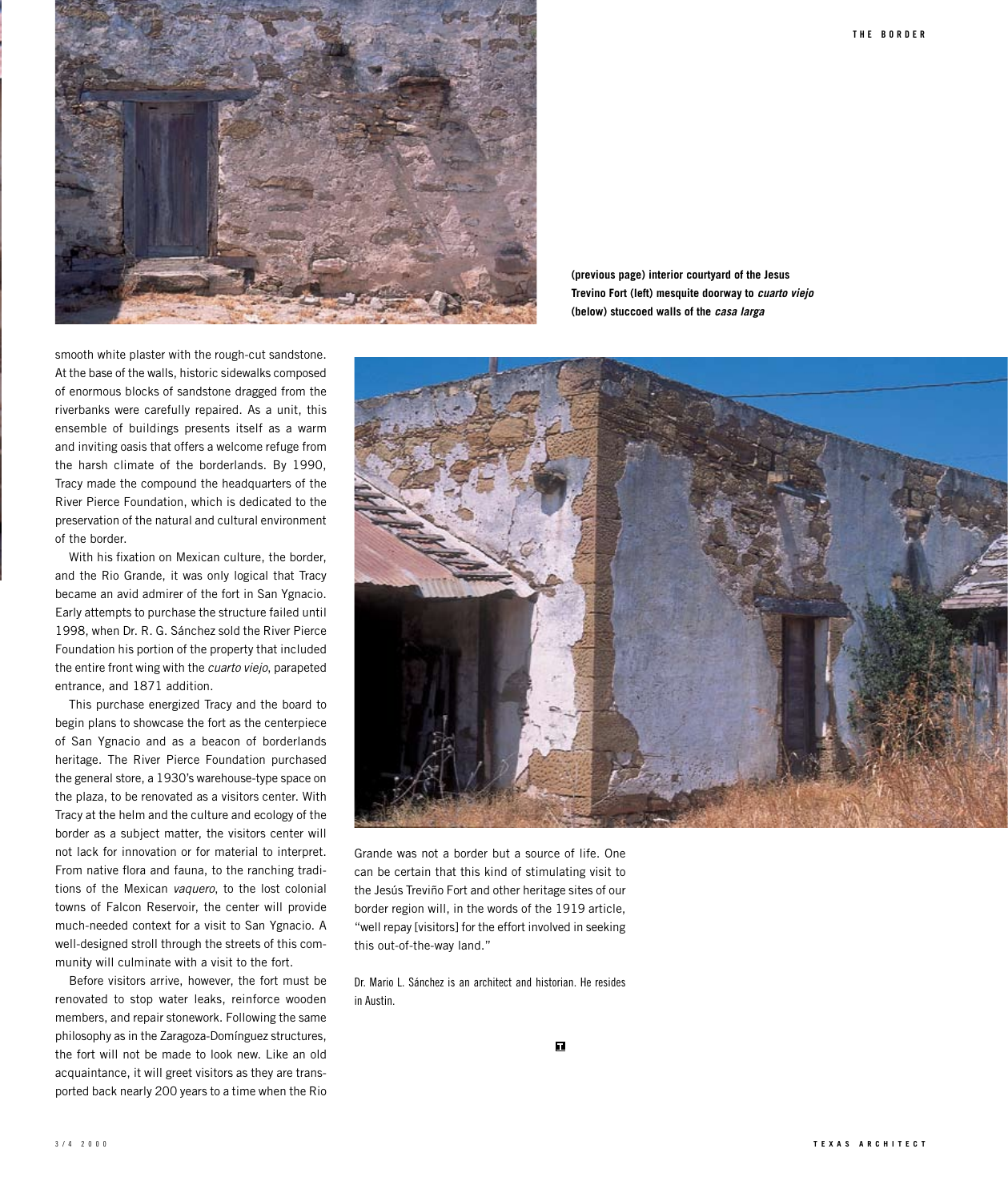(previous page) interior courtyard of the Jesus Trevino Fort (left) mesquite doorway to *cuarto viejo* (below) stuccoed walls of the *casa larga*

smooth white plaster with the rough-cut sandstone. At the base of the walls, historic sidewalks composed of enormous blocks of sandstone dragged from the riverbanks were carefully repaired. As a unit, this ensemble of buildings presents itself as a warm and inviting oasis that offers a welcome refuge from the harsh climate of the borderlands. By 1990, Tracy made the compound the headquarters of the River Pierce Foundation, which is dedicated to the preservation of the natural and cultural environment of the border.

With his fixation on Mexican culture, the border, and the Rio Grande, it was only logical that Tracy became an avid admirer of the fort in San Ygnacio. Early attempts to purchase the structure failed until 1998, when Dr. R. G. Sánchez sold the River Pierce Foundation his portion of the property that included the entire front wing with the *cuarto viejo*, parapeted entrance, and 1871 addition.

This purchase energized Tracy and the board to begin plans to showcase the fort as the centerpiece of San Ygnacio and as a beacon of borderlands heritage. The River Pierce Foundation purchased the general store, a 1930's warehouse-type space on the plaza, to be renovated as a visitors center. With Tracy at the helm and the culture and ecology of the border as a subject matter, the visitors center will not lack for innovation or for material to interpret. From native flora and fauna, to the ranching traditions of the Mexican *vaquero*, to the lost colonial towns of Falcon Reservoir, the center will provide much-needed context for a visit to San Ygnacio. A well-designed stroll through the streets of this community will culminate with a visit to the fort.

Before visitors arrive, however, the fort must be renovated to stop water leaks, reinforce wooden members, and repair stonework. Following the same philosophy as in the Zaragoza-Domínguez structures, the fort will not be made to look new. Like an old acquaintance, it will greet visitors as they are transported back nearly 200 years to a time when the Rio Grande was not a border but a source of life. One can be certain that this kind of stimulating visit to the Jesús Treviño Fort and other heritage sites of our border region will, in the words of the 1919 article, "well repay [visitors] for the effort involved in seeking this out-of-the-way land."

Dr. Mario L. Sánchez is an architect and historian. He resides in Austin.